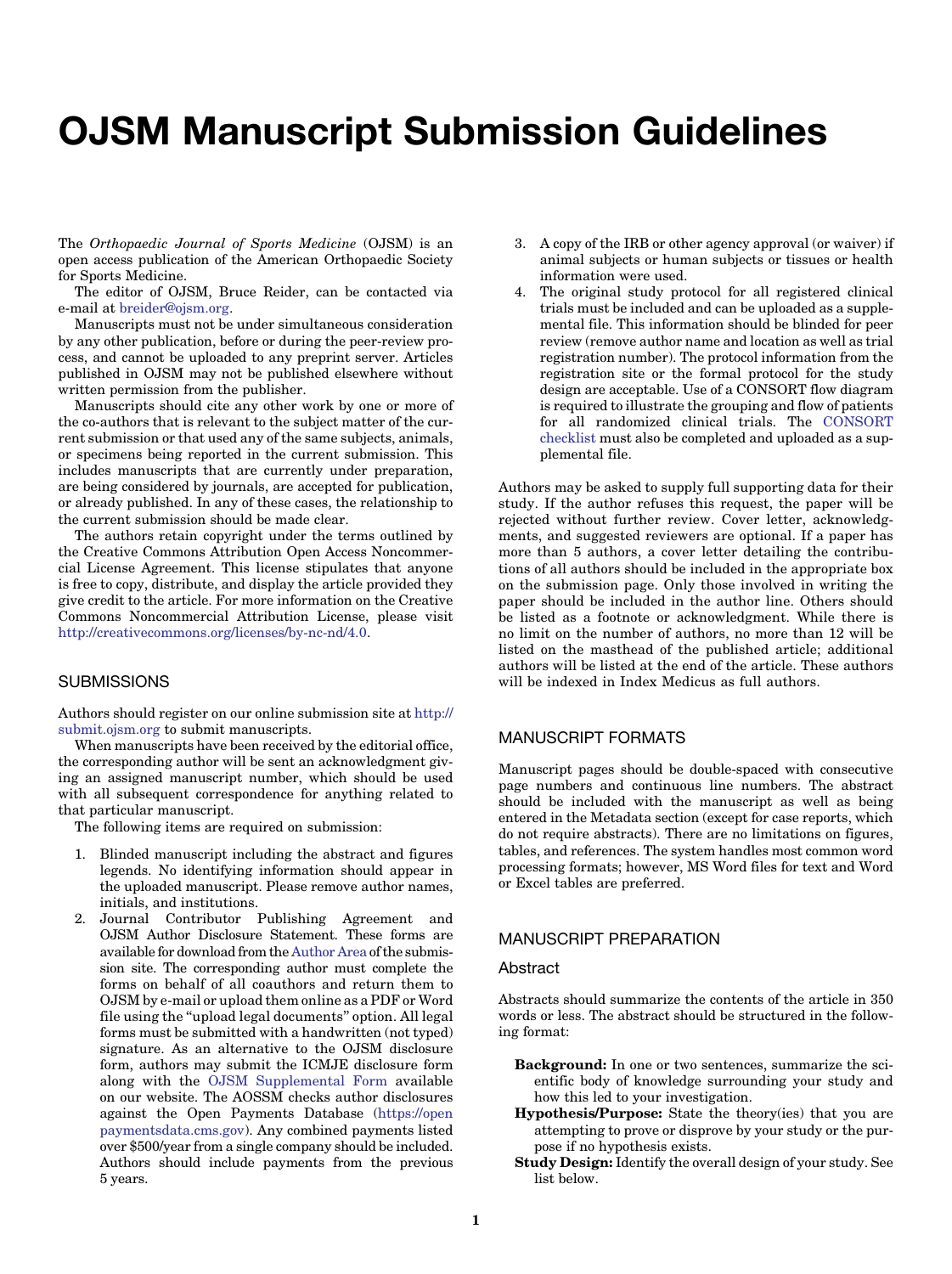# OJSM Manuscript Submission Guidelines

The *Orthopaedic Journal of Sports Medicine* (OJSM) is an open access publication of the American Orthopaedic Society for Sports Medicine.

The editor of OJSM, Bruce Reider, can be contacted via e-mail at breider@ojsm.org.

Manuscripts must not be under simultaneous consideration by any other publication, before or during the peer-review process, and cannot be uploaded to any preprint server. Articles published in OJSM may not be published elsewhere without written permission from the publisher.

Manuscripts should cite any other work by one or more of the co-authors that is relevant to the subject matter of the current submission or that used any of the same subjects, animals, or specimens being reported in the current submission. This includes manuscripts that are currently under preparation, are being considered by journals, are accepted for publication, or already published. In any of these cases, the relationship to the current submission should be made clear.

The authors retain copyright under the terms outlined by the Creative Commons Attribution Open Access Noncommercial License Agreement. This license stipulates that anyone is free to copy, distribute, and display the article provided they give credit to the article. For more information on the Creative Commons Noncommercial Attribution License, please visit http://creativecommons.org/licenses/by-nc-nd/4.0.

## SUBMISSIONS

Authors should register on our online submission site at http://submit.ojsm.org to submit manuscripts.

When manuscripts have been received by the editorial office, the corresponding author will be sent an acknowledgment giving an assigned manuscript number, which should be used with all subsequent correspondence for anything related to that particular manuscript.

The following items are required on submission:

1. Blinded manuscript including the abstract and figures legends. No identifying information should appear in the uploaded manuscript. Please remove author names, initials, and institutions.
2. Journal Contributor Publishing Agreement and OJSM Author Disclosure Statement. These forms are available for download from the Author Area of the submission site. The corresponding author must complete the forms on behalf of all coauthors and return them to OJSM by e-mail or upload them online as a PDF or Word file using the "upload legal documents" option. All legal forms must be submitted with a handwritten (not typed) signature. As an alternative to the OJSM disclosure form, authors may submit the ICMJE disclosure form along with the OJSM Supplemental Form available on our website. The AOSSM checks author disclosures against the Open Payments Database (https://openpaymentsdata.cms.gov). Any combined payments listed over $500/year from a single company should be included. Authors should include payments from the previous 5 years.
3. A copy of the IRB or other agency approval (or waiver) if animal subjects or human subjects or tissues or health information were used.
4. The original study protocol for all registered clinical trials must be included and can be uploaded as a supplemental file. This information should be blinded for peer review (remove author name and location as well as trial registration number). The protocol information from the registration site or the formal protocol for the study design are acceptable. Use of a CONSORT flow diagram is required to illustrate the grouping and flow of patients for all randomized clinical trials. The CONSORT checklist must also be completed and uploaded as a supplemental file.

Authors may be asked to supply full supporting data for their study. If the author refuses this request, the paper will be rejected without further review. Cover letter, acknowledgments, and suggested reviewers are optional. If a paper has more than 5 authors, a cover letter detailing the contributions of all authors should be included in the appropriate box on the submission page. Only those involved in writing the paper should be included in the author line. Others should be listed as a footnote or acknowledgment. While there is no limit on the number of authors, no more than 12 will be listed on the masthead of the published article; additional authors will be listed at the end of the article. These authors will be indexed in Index Medicus as full authors.

## MANUSCRIPT FORMATS

Manuscript pages should be double-spaced with consecutive page numbers and continuous line numbers. The abstract should be included with the manuscript as well as being entered in the Metadata section (except for case reports, which do not require abstracts). There are no limitations on figures, tables, and references. The system handles most common word processing formats; however, MS Word files for text and Word or Excel tables are preferred.

## MANUSCRIPT PREPARATION

### Abstract

Abstracts should summarize the contents of the article in 350 words or less. The abstract should be structured in the following format:

**Background:** In one or two sentences, summarize the scientific body of knowledge surrounding your study and how this led to your investigation.

**Hypothesis/Purpose:** State the theory(ies) that you are attempting to prove or disprove by your study or the purpose if no hypothesis exists.

**Study Design:** Identify the overall design of your study. See list below.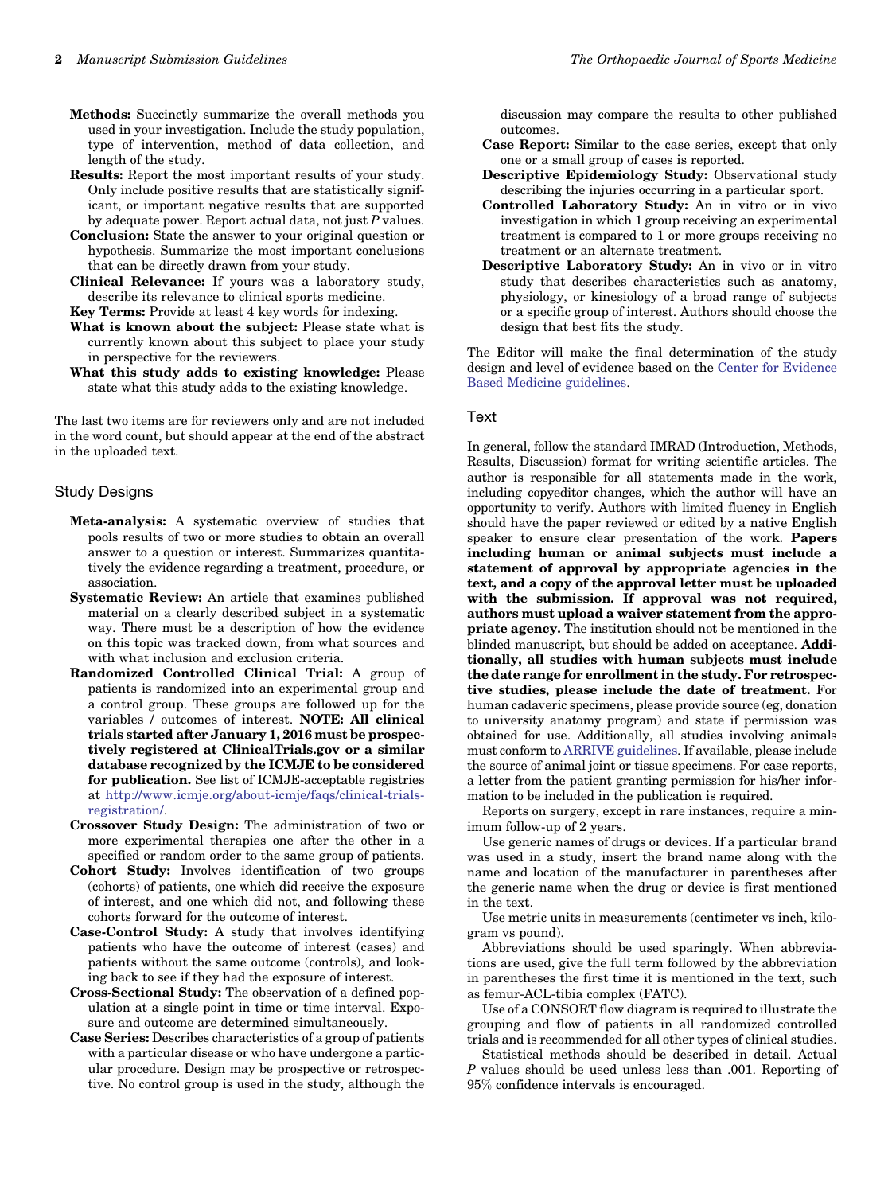**Methods:** Succinctly summarize the overall methods you used in your investigation. Include the study population, type of intervention, method of data collection, and length of the study.

**Results:** Report the most important results of your study. Only include positive results that are statistically significant, or important negative results that are supported by adequate power. Report actual data, not just *P* values.

**Conclusion:** State the answer to your original question or hypothesis. Summarize the most important conclusions that can be directly drawn from your study.

**Clinical Relevance:** If yours was a laboratory study, describe its relevance to clinical sports medicine.

**Key Terms:** Provide at least 4 key words for indexing.

**What is known about the subject:** Please state what is currently known about this subject to place your study in perspective for the reviewers.

**What this study adds to existing knowledge:** Please state what this study adds to the existing knowledge.

The last two items are for reviewers only and are not included in the word count, but should appear at the end of the abstract in the uploaded text.

## Study Designs

**Meta-analysis:** A systematic overview of studies that pools results of two or more studies to obtain an overall answer to a question or interest. Summarizes quantitatively the evidence regarding a treatment, procedure, or association.

**Systematic Review:** An article that examines published material on a clearly described subject in a systematic way. There must be a description of how the evidence on this topic was tracked down, from what sources and with what inclusion and exclusion criteria.

**Randomized Controlled Clinical Trial:** A group of patients is randomized into an experimental group and a control group. These groups are followed up for the variables / outcomes of interest. **NOTE: All clinical trials started after January 1, 2016 must be prospectively registered at ClinicalTrials.gov or a similar database recognized by the ICMJE to be considered for publication.** See list of ICMJE-acceptable registries at http://www.icmje.org/about-icmje/faqs/clinical-trials-registration/.

**Crossover Study Design:** The administration of two or more experimental therapies one after the other in a specified or random order to the same group of patients.

**Cohort Study:** Involves identification of two groups (cohorts) of patients, one which did receive the exposure of interest, and one which did not, and following these cohorts forward for the outcome of interest.

**Case-Control Study:** A study that involves identifying patients who have the outcome of interest (cases) and patients without the same outcome (controls), and looking back to see if they had the exposure of interest.

**Cross-Sectional Study:** The observation of a defined population at a single point in time or time interval. Exposure and outcome are determined simultaneously.

**Case Series:** Describes characteristics of a group of patients with a particular disease or who have undergone a particular procedure. Design may be prospective or retrospective. No control group is used in the study, although the discussion may compare the results to other published outcomes.

**Case Report:** Similar to the case series, except that only one or a small group of cases is reported.

**Descriptive Epidemiology Study:** Observational study describing the injuries occurring in a particular sport.

**Controlled Laboratory Study:** An in vitro or in vivo investigation in which 1 group receiving an experimental treatment is compared to 1 or more groups receiving no treatment or an alternate treatment.

**Descriptive Laboratory Study:** An in vivo or in vitro study that describes characteristics such as anatomy, physiology, or kinesiology of a broad range of subjects or a specific group of interest. Authors should choose the design that best fits the study.

The Editor will make the final determination of the study design and level of evidence based on the Center for Evidence Based Medicine guidelines.

## Text

In general, follow the standard IMRAD (Introduction, Methods, Results, Discussion) format for writing scientific articles. The author is responsible for all statements made in the work, including copyeditor changes, which the author will have an opportunity to verify. Authors with limited fluency in English should have the paper reviewed or edited by a native English speaker to ensure clear presentation of the work. **Papers including human or animal subjects must include a statement of approval by appropriate agencies in the text, and a copy of the approval letter must be uploaded with the submission. If approval was not required, authors must upload a waiver statement from the appropriate agency.** The institution should not be mentioned in the blinded manuscript, but should be added on acceptance. **Additionally, all studies with human subjects must include the date range for enrollment in the study. For retrospective studies, please include the date of treatment.** For human cadaveric specimens, please provide source (eg, donation to university anatomy program) and state if permission was obtained for use. Additionally, all studies involving animals must conform to ARRIVE guidelines. If available, please include the source of animal joint or tissue specimens. For case reports, a letter from the patient granting permission for his/her information to be included in the publication is required.

Reports on surgery, except in rare instances, require a minimum follow-up of 2 years.

Use generic names of drugs or devices. If a particular brand was used in a study, insert the brand name along with the name and location of the manufacturer in parentheses after the generic name when the drug or device is first mentioned in the text.

Use metric units in measurements (centimeter vs inch, kilogram vs pound).

Abbreviations should be used sparingly. When abbreviations are used, give the full term followed by the abbreviation in parentheses the first time it is mentioned in the text, such as femur-ACL-tibia complex (FATC).

Use of a CONSORT flow diagram is required to illustrate the grouping and flow of patients in all randomized controlled trials and is recommended for all other types of clinical studies.

Statistical methods should be described in detail. Actual *P* values should be used unless less than .001. Reporting of 95% confidence intervals is encouraged.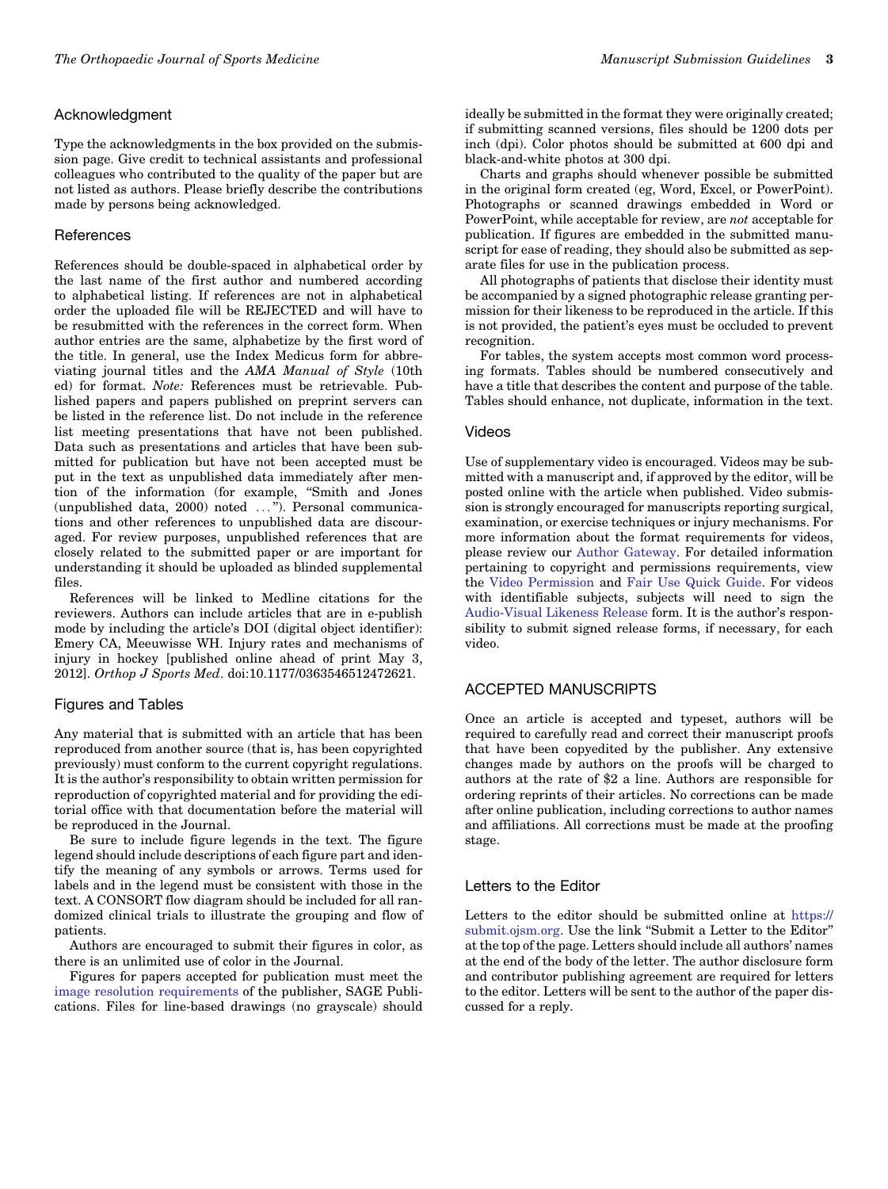## Acknowledgment

Type the acknowledgments in the box provided on the submission page. Give credit to technical assistants and professional colleagues who contributed to the quality of the paper but are not listed as authors. Please briefly describe the contributions made by persons being acknowledged.

## References

References should be double-spaced in alphabetical order by the last name of the first author and numbered according to alphabetical listing. If references are not in alphabetical order the uploaded file will be REJECTED and will have to be resubmitted with the references in the correct form. When author entries are the same, alphabetize by the first word of the title. In general, use the Index Medicus form for abbreviating journal titles and the *AMA Manual of Style* (10th ed) for format. *Note:* References must be retrievable. Published papers and papers published on preprint servers can be listed in the reference list. Do not include in the reference list meeting presentations that have not been published. Data such as presentations and articles that have been submitted for publication but have not been accepted must be put in the text as unpublished data immediately after mention of the information (for example, "Smith and Jones (unpublished data, 2000) noted . . ."). Personal communications and other references to unpublished data are discouraged. For review purposes, unpublished references that are closely related to the submitted paper or are important for understanding it should be uploaded as blinded supplemental files.

References will be linked to Medline citations for the reviewers. Authors can include articles that are in e-publish mode by including the article's DOI (digital object identifier): Emery CA, Meeuwisse WH. Injury rates and mechanisms of injury in hockey [published online ahead of print May 3, 2012]. *Orthop J Sports Med*. doi:10.1177/0363546512472621.

## Figures and Tables

Any material that is submitted with an article that has been reproduced from another source (that is, has been copyrighted previously) must conform to the current copyright regulations. It is the author's responsibility to obtain written permission for reproduction of copyrighted material and for providing the editorial office with that documentation before the material will be reproduced in the Journal.

Be sure to include figure legends in the text. The figure legend should include descriptions of each figure part and identify the meaning of any symbols or arrows. Terms used for labels and in the legend must be consistent with those in the text. A CONSORT flow diagram should be included for all randomized clinical trials to illustrate the grouping and flow of patients.

Authors are encouraged to submit their figures in color, as there is an unlimited use of color in the Journal.

Figures for papers accepted for publication must meet the image resolution requirements of the publisher, SAGE Publications. Files for line-based drawings (no grayscale) should ideally be submitted in the format they were originally created; if submitting scanned versions, files should be 1200 dots per inch (dpi). Color photos should be submitted at 600 dpi and black-and-white photos at 300 dpi.

Charts and graphs should whenever possible be submitted in the original form created (eg, Word, Excel, or PowerPoint). Photographs or scanned drawings embedded in Word or PowerPoint, while acceptable for review, are *not* acceptable for publication. If figures are embedded in the submitted manuscript for ease of reading, they should also be submitted as separate files for use in the publication process.

All photographs of patients that disclose their identity must be accompanied by a signed photographic release granting permission for their likeness to be reproduced in the article. If this is not provided, the patient's eyes must be occluded to prevent recognition.

For tables, the system accepts most common word processing formats. Tables should be numbered consecutively and have a title that describes the content and purpose of the table. Tables should enhance, not duplicate, information in the text.

## Videos

Use of supplementary video is encouraged. Videos may be submitted with a manuscript and, if approved by the editor, will be posted online with the article when published. Video submission is strongly encouraged for manuscripts reporting surgical, examination, or exercise techniques or injury mechanisms. For more information about the format requirements for videos, please review our Author Gateway. For detailed information pertaining to copyright and permissions requirements, view the Video Permission and Fair Use Quick Guide. For videos with identifiable subjects, subjects will need to sign the Audio-Visual Likeness Release form. It is the author's responsibility to submit signed release forms, if necessary, for each video.

# ACCEPTED MANUSCRIPTS

Once an article is accepted and typeset, authors will be required to carefully read and correct their manuscript proofs that have been copyedited by the publisher. Any extensive changes made by authors on the proofs will be charged to authors at the rate of $2 a line. Authors are responsible for ordering reprints of their articles. No corrections can be made after online publication, including corrections to author names and affiliations. All corrections must be made at the proofing stage.

## Letters to the Editor

Letters to the editor should be submitted online at https://submit.ojsm.org. Use the link "Submit a Letter to the Editor" at the top of the page. Letters should include all authors' names at the end of the body of the letter. The author disclosure form and contributor publishing agreement are required for letters to the editor. Letters will be sent to the author of the paper discussed for a reply.